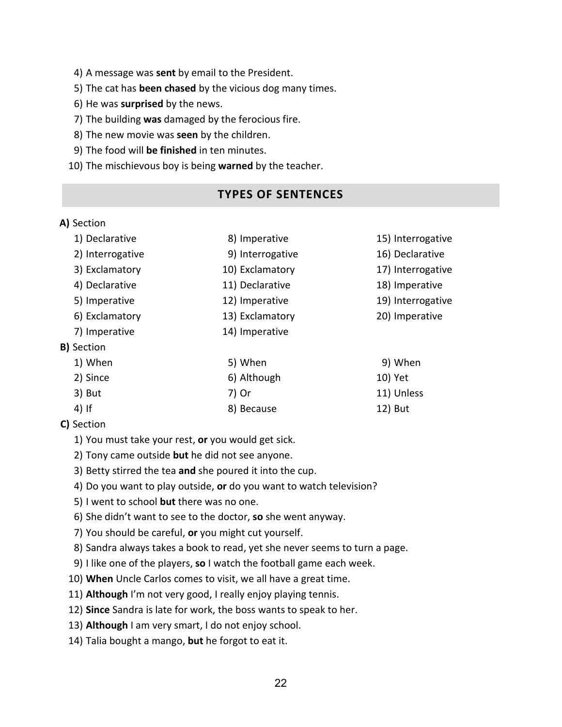4) A message was **sent** by email to the President.
5) The cat has **been chased** by the vicious dog many times.
6) He was **surprised** by the news.
7) The building **was** damaged by the ferocious fire.
8) The new movie was **seen** by the children.
9) The food will **be finished** in ten minutes.
10) The mischievous boy is being **warned** by the teacher.

## TYPES OF SENTENCES

**A)** Section

1) Declarative
2) Interrogative
3) Exclamatory
4) Declarative
5) Imperative
6) Exclamatory
7) Imperative
8) Imperative
9) Interrogative
10) Exclamatory
11) Declarative
12) Imperative
13) Exclamatory
14) Imperative
15) Interrogative
16) Declarative
17) Interrogative
18) Imperative
19) Interrogative
20) Imperative

**B)** Section

1) When
2) Since
3) But
4) If
5) When
6) Although
7) Or
8) Because
9) When
10) Yet
11) Unless
12) But

**C)** Section

1) You must take your rest, **or** you would get sick.
2) Tony came outside **but** he did not see anyone.
3) Betty stirred the tea **and** she poured it into the cup.
4) Do you want to play outside, **or** do you want to watch television?
5) I went to school **but** there was no one.
6) She didn't want to see to the doctor, **so** she went anyway.
7) You should be careful, **or** you might cut yourself.
8) Sandra always takes a book to read, yet she never seems to turn a page.
9) I like one of the players, **so** I watch the football game each week.
10) **When** Uncle Carlos comes to visit, we all have a great time.
11) **Although** I'm not very good, I really enjoy playing tennis.
12) **Since** Sandra is late for work, the boss wants to speak to her.
13) **Although** I am very smart, I do not enjoy school.
14) Talia bought a mango, **but** he forgot to eat it.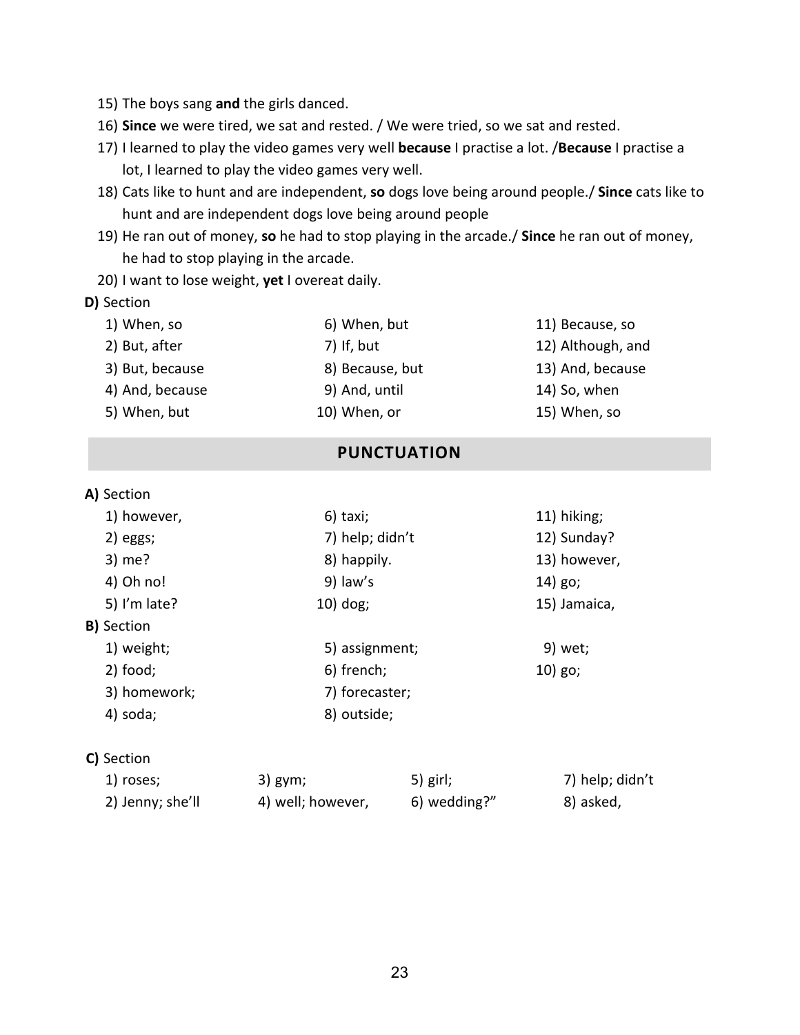15) The boys sang **and** the girls danced.
16) **Since** we were tired, we sat and rested. / We were tried, so we sat and rested.
17) I learned to play the video games very well **because** I practise a lot. /**Because** I practise a lot, I learned to play the video games very well.
18) Cats like to hunt and are independent, **so** dogs love being around people./ **Since** cats like to hunt and are independent dogs love being around people
19) He ran out of money, **so** he had to stop playing in the arcade./ **Since** he ran out of money, he had to stop playing in the arcade.
20) I want to lose weight, **yet** I overeat daily.

**D)** Section

1) When, so
2) But, after
3) But, because
4) And, because
5) When, but
6) When, but
7) If, but
8) Because, but
9) And, until
10) When, or
11) Because, so
12) Although, and
13) And, because
14) So, when
15) When, so

## PUNCTUATION

**A)** Section

1) however,
2) eggs;
3) me?
4) Oh no!
5) I'm late?
6) taxi;
7) help; didn't
8) happily.
9) law's
10) dog;
11) hiking;
12) Sunday?
13) however,
14) go;
15) Jamaica,

**B)** Section

1) weight;
2) food;
3) homework;
4) soda;
5) assignment;
6) french;
7) forecaster;
8) outside;
9) wet;
10) go;

**C)** Section

1) roses;
2) Jenny; she'll
3) gym;
4) well; however,
5) girl;
6) wedding?"
7) help; didn't
8) asked,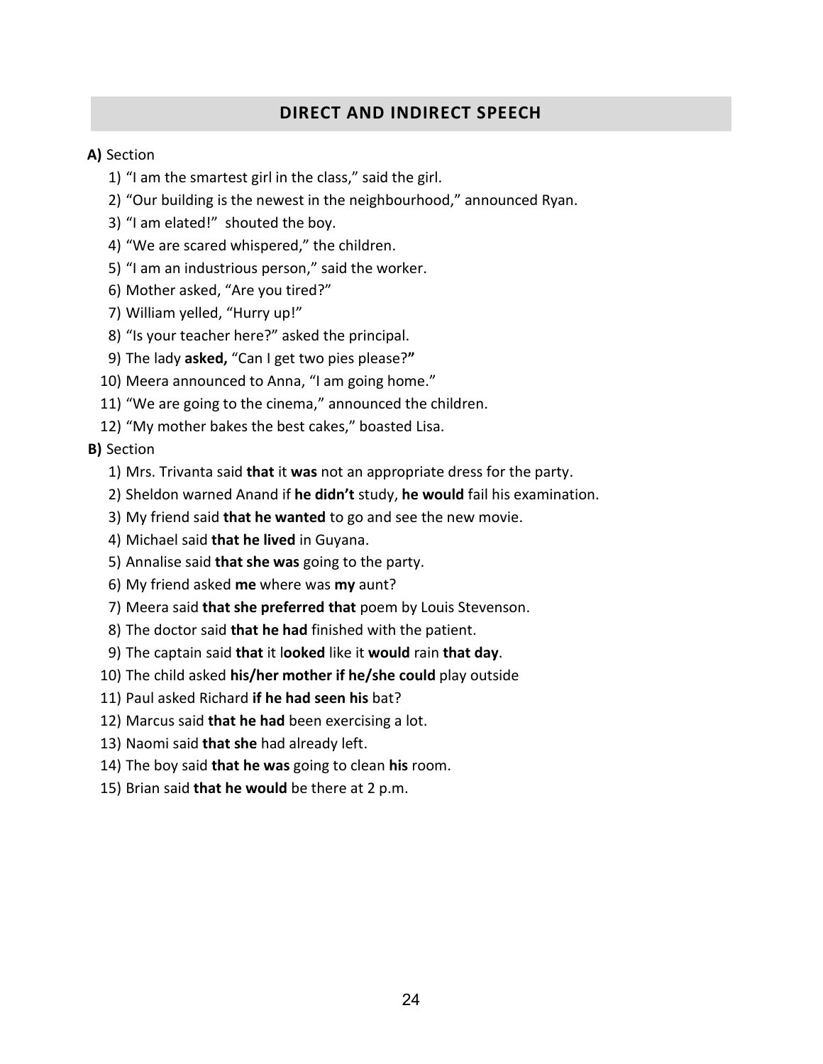## DIRECT AND INDIRECT SPEECH

**A)** Section

1) “I am the smartest girl in the class,” said the girl.
2) “Our building is the newest in the neighbourhood,” announced Ryan.
3) “I am elated!” shouted the boy.
4) “We are scared whispered,” the children.
5) “I am an industrious person,” said the worker.
6) Mother asked, “Are you tired?”
7) William yelled, “Hurry up!”
8) “Is your teacher here?” asked the principal.
9) The lady **asked,** “Can I get two pies please?**”**
10) Meera announced to Anna, “I am going home.”
11) “We are going to the cinema,” announced the children.
12) “My mother bakes the best cakes,” boasted Lisa.

**B)** Section

1) Mrs. Trivanta said **that** it **was** not an appropriate dress for the party.
2) Sheldon warned Anand if **he didn’t** study, **he would** fail his examination.
3) My friend said **that he wanted** to go and see the new movie.
4) Michael said **that he lived** in Guyana.
5) Annalise said **that she was** going to the party.
6) My friend asked **me** where was **my** aunt?
7) Meera said **that she preferred that** poem by Louis Stevenson.
8) The doctor said **that he had** finished with the patient.
9) The captain said **that** it l**ooked** like it **would** rain **that day**.
10) The child asked **his/her mother if he/she could** play outside
11) Paul asked Richard **if he had seen his** bat?
12) Marcus said **that he had** been exercising a lot.
13) Naomi said **that she** had already left.
14) The boy said **that he was** going to clean **his** room.
15) Brian said **that he would** be there at 2 p.m.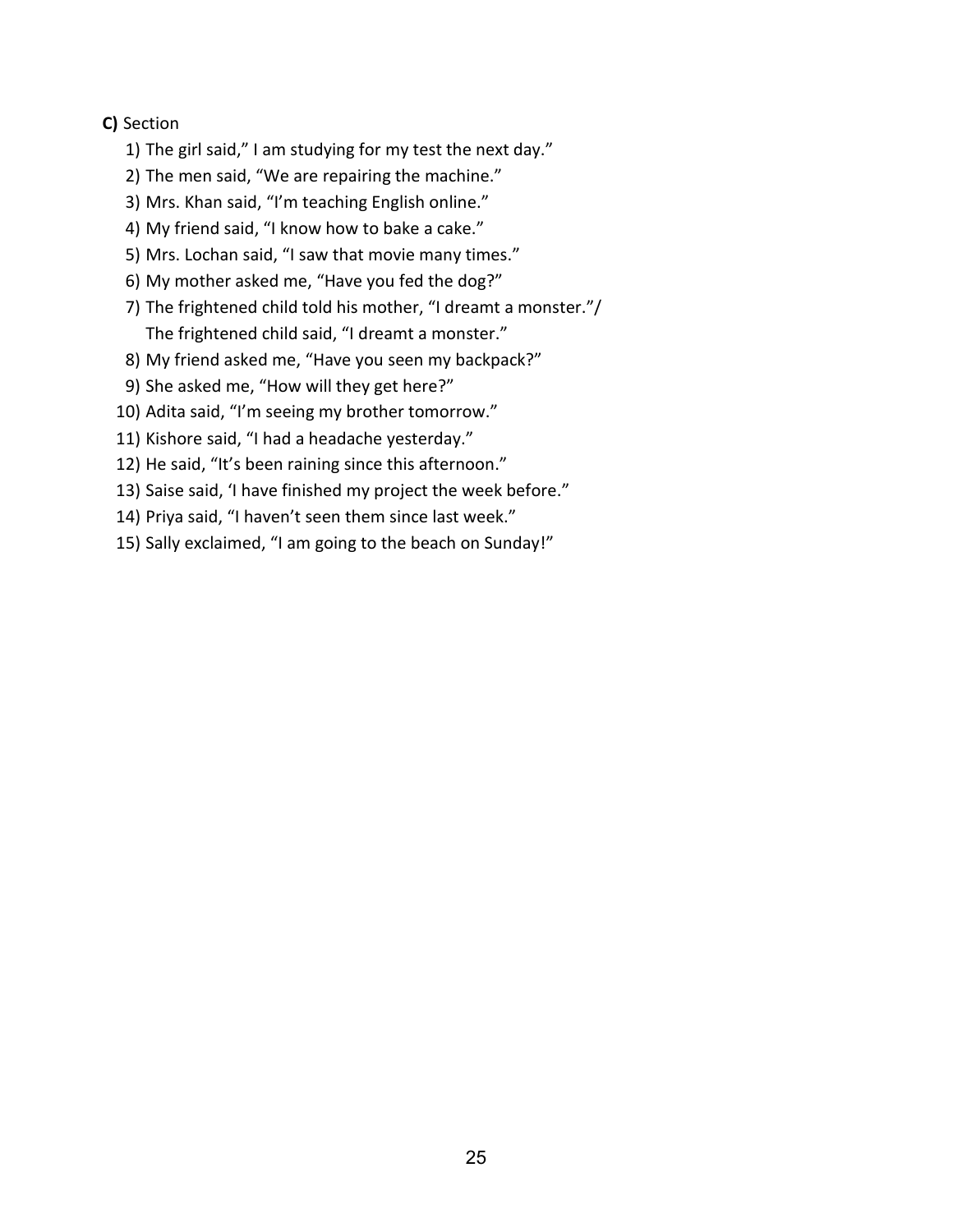**C)** Section

1) The girl said," I am studying for my test the next day."
2) The men said, "We are repairing the machine."
3) Mrs. Khan said, "I'm teaching English online."
4) My friend said, "I know how to bake a cake."
5) Mrs. Lochan said, "I saw that movie many times."
6) My mother asked me, "Have you fed the dog?"
7) The frightened child told his mother, "I dreamt a monster."/
   The frightened child said, "I dreamt a monster."
8) My friend asked me, "Have you seen my backpack?"
9) She asked me, "How will they get here?"
10) Adita said, "I'm seeing my brother tomorrow."
11) Kishore said, "I had a headache yesterday."
12) He said, "It's been raining since this afternoon."
13) Saise said, 'I have finished my project the week before."
14) Priya said, "I haven't seen them since last week."
15) Sally exclaimed, "I am going to the beach on Sunday!"